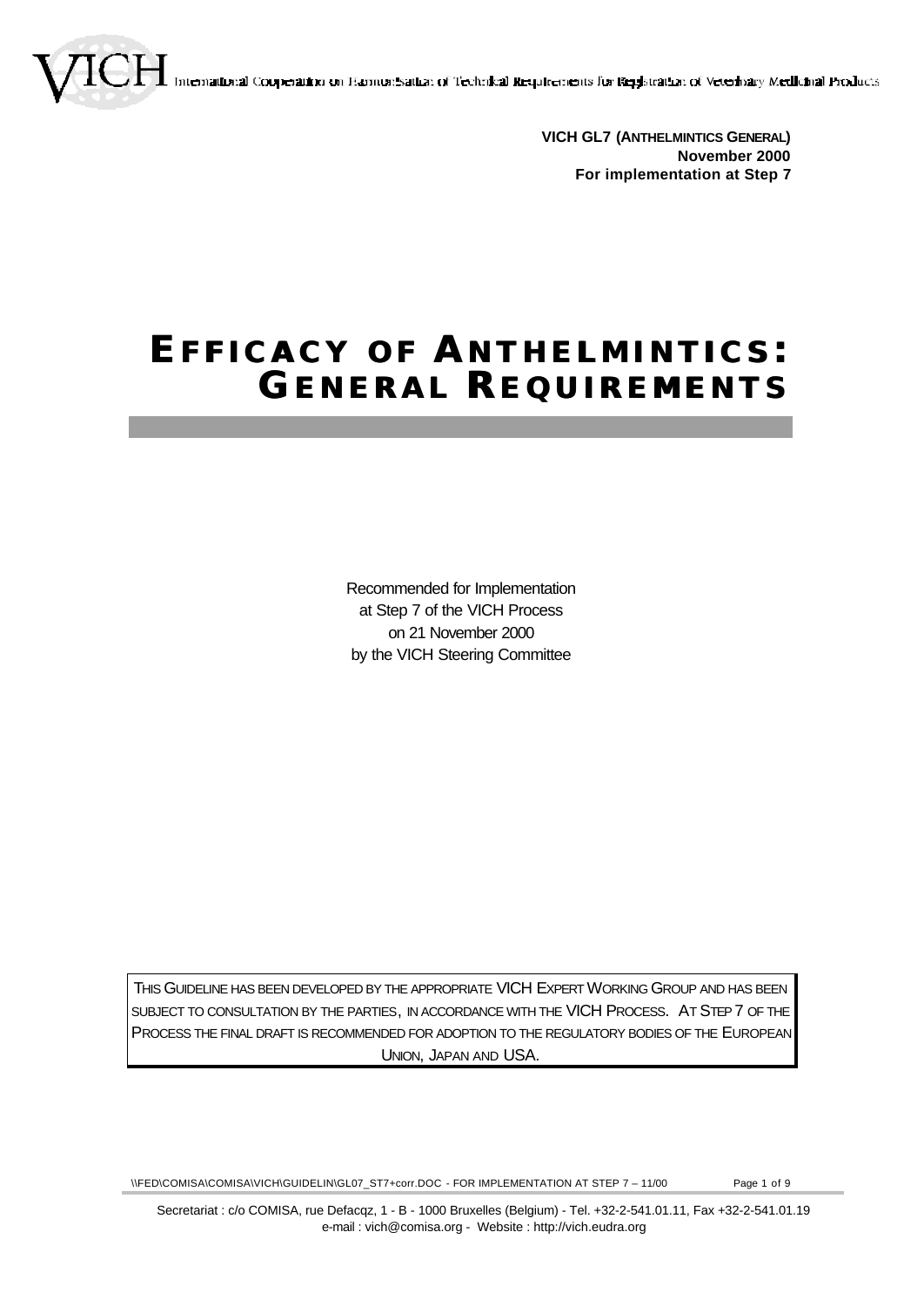VICH International Cooperation on Harmonisation of Technical Requirements for Registration of Veterinary Medicinal Products

**VICH GL7 (ANTHELMINTICS GENERAL)**
**November 2000**
**For implementation at Step 7**

# EFFICACY OF ANTHELMINTICS: GENERAL REQUIREMENTS

Recommended for Implementation
at Step 7 of the VICH Process
on 21 November 2000
by the VICH Steering Committee

THIS GUIDELINE HAS BEEN DEVELOPED BY THE APPROPRIATE VICH EXPERT WORKING GROUP AND HAS BEEN SUBJECT TO CONSULTATION BY THE PARTIES, IN ACCORDANCE WITH THE VICH PROCESS. AT STEP 7 OF THE PROCESS THE FINAL DRAFT IS RECOMMENDED FOR ADOPTION TO THE REGULATORY BODIES OF THE EUROPEAN UNION, JAPAN AND USA.

Secretariat : c/o COMISA, rue Defacqz, 1 - B - 1000 Bruxelles (Belgium) - Tel. +32-2-541.01.11, Fax +32-2-541.01.19
e-mail : vich@comisa.org - Website : http://vich.eudra.org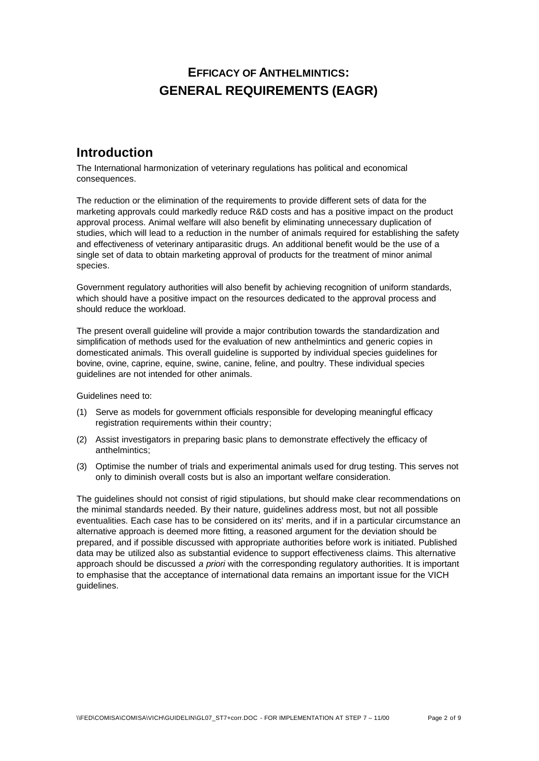# EFFICACY OF ANTHELMINTICS: GENERAL REQUIREMENTS (EAGR)

## Introduction

The International harmonization of veterinary regulations has political and economical consequences.

The reduction or the elimination of the requirements to provide different sets of data for the marketing approvals could markedly reduce R&D costs and has a positive impact on the product approval process. Animal welfare will also benefit by eliminating unnecessary duplication of studies, which will lead to a reduction in the number of animals required for establishing the safety and effectiveness of veterinary antiparasitic drugs. An additional benefit would be the use of a single set of data to obtain marketing approval of products for the treatment of minor animal species.

Government regulatory authorities will also benefit by achieving recognition of uniform standards, which should have a positive impact on the resources dedicated to the approval process and should reduce the workload.

The present overall guideline will provide a major contribution towards the standardization and simplification of methods used for the evaluation of new anthelmintics and generic copies in domesticated animals. This overall guideline is supported by individual species guidelines for bovine, ovine, caprine, equine, swine, canine, feline, and poultry. These individual species guidelines are not intended for other animals.

Guidelines need to:

(1) Serve as models for government officials responsible for developing meaningful efficacy registration requirements within their country;

(2) Assist investigators in preparing basic plans to demonstrate effectively the efficacy of anthelmintics;

(3) Optimise the number of trials and experimental animals used for drug testing. This serves not only to diminish overall costs but is also an important welfare consideration.

The guidelines should not consist of rigid stipulations, but should make clear recommendations on the minimal standards needed. By their nature, guidelines address most, but not all possible eventualities. Each case has to be considered on its' merits, and if in a particular circumstance an alternative approach is deemed more fitting, a reasoned argument for the deviation should be prepared, and if possible discussed with appropriate authorities before work is initiated. Published data may be utilized also as substantial evidence to support effectiveness claims. This alternative approach should be discussed *a priori* with the corresponding regulatory authorities. It is important to emphasise that the acceptance of international data remains an important issue for the VICH guidelines.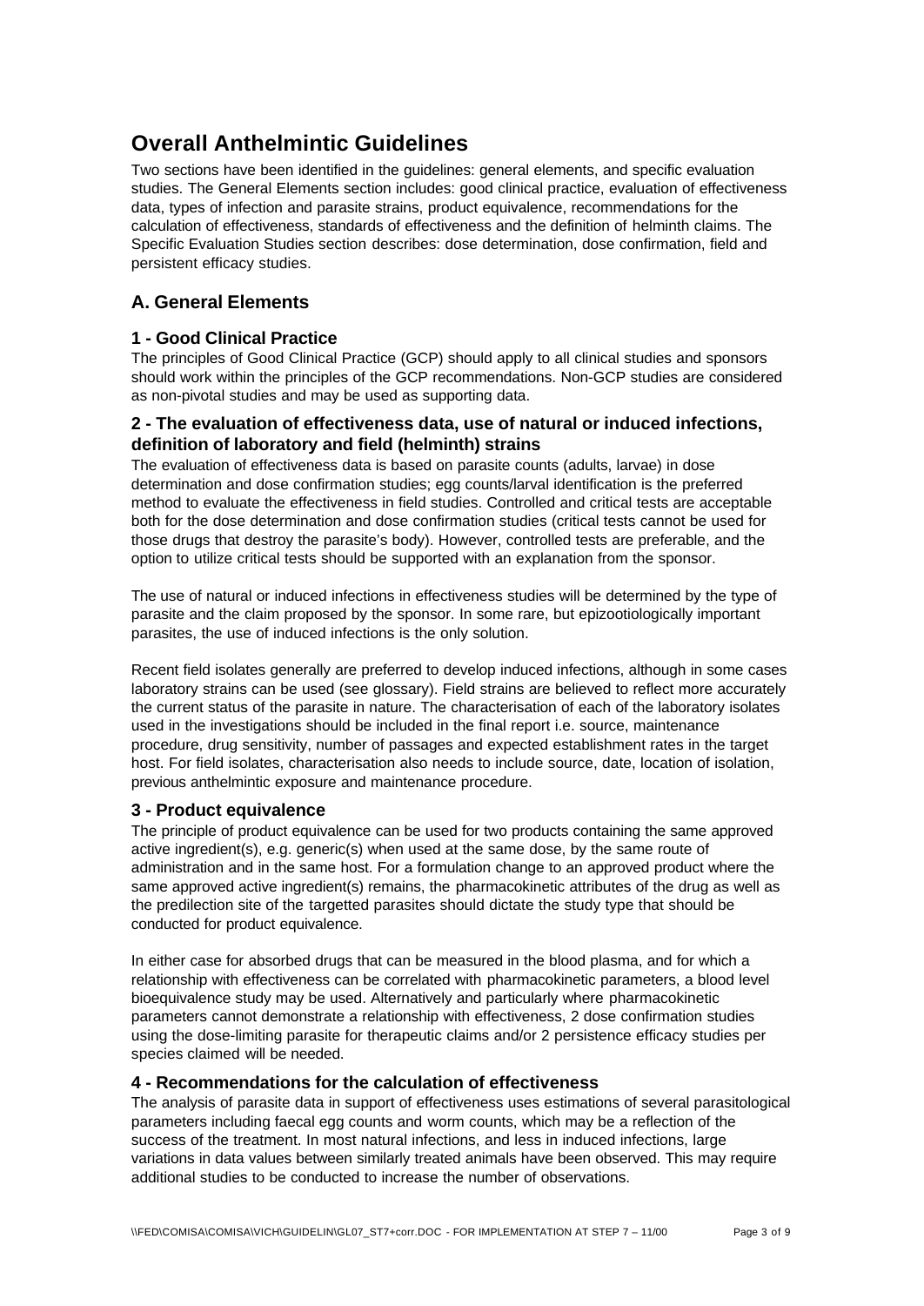# Overall Anthelmintic Guidelines

Two sections have been identified in the guidelines: general elements, and specific evaluation studies. The General Elements section includes: good clinical practice, evaluation of effectiveness data, types of infection and parasite strains, product equivalence, recommendations for the calculation of effectiveness, standards of effectiveness and the definition of helminth claims. The Specific Evaluation Studies section describes: dose determination, dose confirmation, field and persistent efficacy studies.

## A. General Elements

### 1 - Good Clinical Practice

The principles of Good Clinical Practice (GCP) should apply to all clinical studies and sponsors should work within the principles of the GCP recommendations. Non-GCP studies are considered as non-pivotal studies and may be used as supporting data.

### 2 - The evaluation of effectiveness data, use of natural or induced infections, definition of laboratory and field (helminth) strains

The evaluation of effectiveness data is based on parasite counts (adults, larvae) in dose determination and dose confirmation studies; egg counts/larval identification is the preferred method to evaluate the effectiveness in field studies. Controlled and critical tests are acceptable both for the dose determination and dose confirmation studies (critical tests cannot be used for those drugs that destroy the parasite's body). However, controlled tests are preferable, and the option to utilize critical tests should be supported with an explanation from the sponsor.

The use of natural or induced infections in effectiveness studies will be determined by the type of parasite and the claim proposed by the sponsor. In some rare, but epizootiologically important parasites, the use of induced infections is the only solution.

Recent field isolates generally are preferred to develop induced infections, although in some cases laboratory strains can be used (see glossary). Field strains are believed to reflect more accurately the current status of the parasite in nature. The characterisation of each of the laboratory isolates used in the investigations should be included in the final report i.e. source, maintenance procedure, drug sensitivity, number of passages and expected establishment rates in the target host. For field isolates, characterisation also needs to include source, date, location of isolation, previous anthelmintic exposure and maintenance procedure.

### 3 - Product equivalence

The principle of product equivalence can be used for two products containing the same approved active ingredient(s), e.g. generic(s) when used at the same dose, by the same route of administration and in the same host. For a formulation change to an approved product where the same approved active ingredient(s) remains, the pharmacokinetic attributes of the drug as well as the predilection site of the targetted parasites should dictate the study type that should be conducted for product equivalence.

In either case for absorbed drugs that can be measured in the blood plasma, and for which a relationship with effectiveness can be correlated with pharmacokinetic parameters, a blood level bioequivalence study may be used. Alternatively and particularly where pharmacokinetic parameters cannot demonstrate a relationship with effectiveness, 2 dose confirmation studies using the dose-limiting parasite for therapeutic claims and/or 2 persistence efficacy studies per species claimed will be needed.

### 4 - Recommendations for the calculation of effectiveness

The analysis of parasite data in support of effectiveness uses estimations of several parasitological parameters including faecal egg counts and worm counts, which may be a reflection of the success of the treatment. In most natural infections, and less in induced infections, large variations in data values between similarly treated animals have been observed. This may require additional studies to be conducted to increase the number of observations.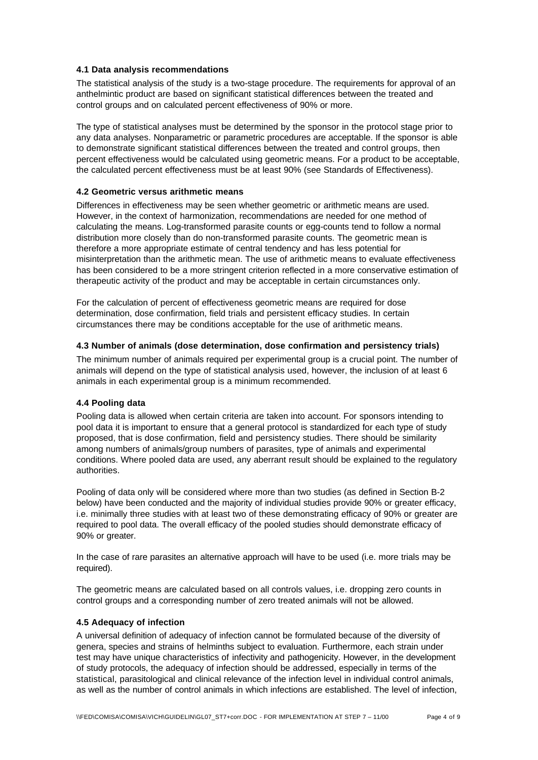### 4.1 Data analysis recommendations

The statistical analysis of the study is a two-stage procedure. The requirements for approval of an anthelmintic product are based on significant statistical differences between the treated and control groups and on calculated percent effectiveness of 90% or more.

The type of statistical analyses must be determined by the sponsor in the protocol stage prior to any data analyses. Nonparametric or parametric procedures are acceptable. If the sponsor is able to demonstrate significant statistical differences between the treated and control groups, then percent effectiveness would be calculated using geometric means. For a product to be acceptable, the calculated percent effectiveness must be at least 90% (see Standards of Effectiveness).

### 4.2 Geometric versus arithmetic means

Differences in effectiveness may be seen whether geometric or arithmetic means are used. However, in the context of harmonization, recommendations are needed for one method of calculating the means. Log-transformed parasite counts or egg-counts tend to follow a normal distribution more closely than do non-transformed parasite counts. The geometric mean is therefore a more appropriate estimate of central tendency and has less potential for misinterpretation than the arithmetic mean. The use of arithmetic means to evaluate effectiveness has been considered to be a more stringent criterion reflected in a more conservative estimation of therapeutic activity of the product and may be acceptable in certain circumstances only.

For the calculation of percent of effectiveness geometric means are required for dose determination, dose confirmation, field trials and persistent efficacy studies. In certain circumstances there may be conditions acceptable for the use of arithmetic means.

### 4.3 Number of animals (dose determination, dose confirmation and persistency trials)

The minimum number of animals required per experimental group is a crucial point. The number of animals will depend on the type of statistical analysis used, however, the inclusion of at least 6 animals in each experimental group is a minimum recommended.

### 4.4 Pooling data

Pooling data is allowed when certain criteria are taken into account. For sponsors intending to pool data it is important to ensure that a general protocol is standardized for each type of study proposed, that is dose confirmation, field and persistency studies. There should be similarity among numbers of animals/group numbers of parasites, type of animals and experimental conditions. Where pooled data are used, any aberrant result should be explained to the regulatory authorities.

Pooling of data only will be considered where more than two studies (as defined in Section B-2 below) have been conducted and the majority of individual studies provide 90% or greater efficacy, i.e. minimally three studies with at least two of these demonstrating efficacy of 90% or greater are required to pool data. The overall efficacy of the pooled studies should demonstrate efficacy of 90% or greater.

In the case of rare parasites an alternative approach will have to be used (i.e. more trials may be required).

The geometric means are calculated based on all controls values, i.e. dropping zero counts in control groups and a corresponding number of zero treated animals will not be allowed.

### 4.5 Adequacy of infection

A universal definition of adequacy of infection cannot be formulated because of the diversity of genera, species and strains of helminths subject to evaluation. Furthermore, each strain under test may have unique characteristics of infectivity and pathogenicity. However, in the development of study protocols, the adequacy of infection should be addressed, especially in terms of the statistical, parasitological and clinical relevance of the infection level in individual control animals, as well as the number of control animals in which infections are established. The level of infection,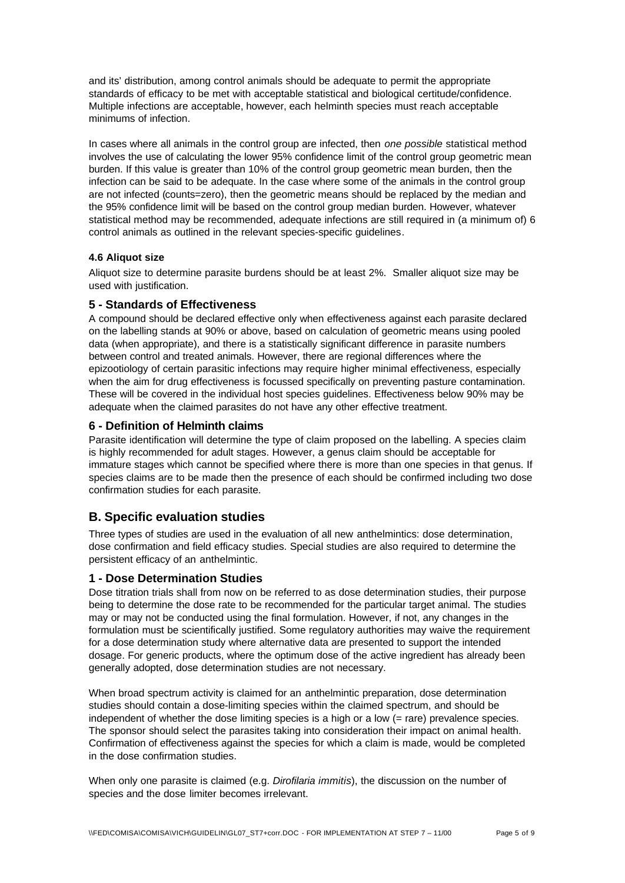and its' distribution, among control animals should be adequate to permit the appropriate standards of efficacy to be met with acceptable statistical and biological certitude/confidence. Multiple infections are acceptable, however, each helminth species must reach acceptable minimums of infection.

In cases where all animals in the control group are infected, then *one possible* statistical method involves the use of calculating the lower 95% confidence limit of the control group geometric mean burden. If this value is greater than 10% of the control group geometric mean burden, then the infection can be said to be adequate. In the case where some of the animals in the control group are not infected (counts=zero), then the geometric means should be replaced by the median and the 95% confidence limit will be based on the control group median burden. However, whatever statistical method may be recommended, adequate infections are still required in (a minimum of) 6 control animals as outlined in the relevant species-specific guidelines.

#### 4.6 Aliquot size

Aliquot size to determine parasite burdens should be at least 2%. Smaller aliquot size may be used with justification.

### 5 - Standards of Effectiveness

A compound should be declared effective only when effectiveness against each parasite declared on the labelling stands at 90% or above, based on calculation of geometric means using pooled data (when appropriate), and there is a statistically significant difference in parasite numbers between control and treated animals. However, there are regional differences where the epizootiology of certain parasitic infections may require higher minimal effectiveness, especially when the aim for drug effectiveness is focussed specifically on preventing pasture contamination. These will be covered in the individual host species guidelines. Effectiveness below 90% may be adequate when the claimed parasites do not have any other effective treatment.

### 6 - Definition of Helminth claims

Parasite identification will determine the type of claim proposed on the labelling. A species claim is highly recommended for adult stages. However, a genus claim should be acceptable for immature stages which cannot be specified where there is more than one species in that genus. If species claims are to be made then the presence of each should be confirmed including two dose confirmation studies for each parasite.

## B. Specific evaluation studies

Three types of studies are used in the evaluation of all new anthelmintics: dose determination, dose confirmation and field efficacy studies. Special studies are also required to determine the persistent efficacy of an anthelmintic.

### 1 - Dose Determination Studies

Dose titration trials shall from now on be referred to as dose determination studies, their purpose being to determine the dose rate to be recommended for the particular target animal. The studies may or may not be conducted using the final formulation. However, if not, any changes in the formulation must be scientifically justified. Some regulatory authorities may waive the requirement for a dose determination study where alternative data are presented to support the intended dosage. For generic products, where the optimum dose of the active ingredient has already been generally adopted, dose determination studies are not necessary.

When broad spectrum activity is claimed for an anthelmintic preparation, dose determination studies should contain a dose-limiting species within the claimed spectrum, and should be independent of whether the dose limiting species is a high or a low (= rare) prevalence species. The sponsor should select the parasites taking into consideration their impact on animal health. Confirmation of effectiveness against the species for which a claim is made, would be completed in the dose confirmation studies.

When only one parasite is claimed (e.g. *Dirofilaria immitis*), the discussion on the number of species and the dose limiter becomes irrelevant.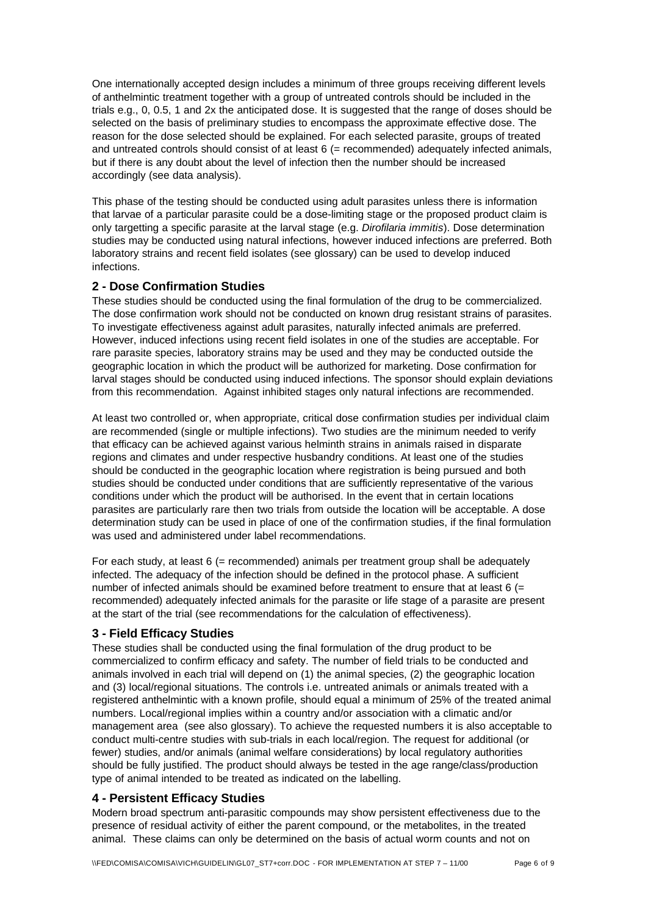One internationally accepted design includes a minimum of three groups receiving different levels of anthelmintic treatment together with a group of untreated controls should be included in the trials e.g., 0, 0.5, 1 and 2x the anticipated dose. It is suggested that the range of doses should be selected on the basis of preliminary studies to encompass the approximate effective dose. The reason for the dose selected should be explained. For each selected parasite, groups of treated and untreated controls should consist of at least 6 (= recommended) adequately infected animals, but if there is any doubt about the level of infection then the number should be increased accordingly (see data analysis).

This phase of the testing should be conducted using adult parasites unless there is information that larvae of a particular parasite could be a dose-limiting stage or the proposed product claim is only targetting a specific parasite at the larval stage (e.g. *Dirofilaria immitis*). Dose determination studies may be conducted using natural infections, however induced infections are preferred. Both laboratory strains and recent field isolates (see glossary) can be used to develop induced infections.

## 2 - Dose Confirmation Studies

These studies should be conducted using the final formulation of the drug to be commercialized. The dose confirmation work should not be conducted on known drug resistant strains of parasites. To investigate effectiveness against adult parasites, naturally infected animals are preferred. However, induced infections using recent field isolates in one of the studies are acceptable. For rare parasite species, laboratory strains may be used and they may be conducted outside the geographic location in which the product will be authorized for marketing. Dose confirmation for larval stages should be conducted using induced infections. The sponsor should explain deviations from this recommendation. Against inhibited stages only natural infections are recommended.

At least two controlled or, when appropriate, critical dose confirmation studies per individual claim are recommended (single or multiple infections). Two studies are the minimum needed to verify that efficacy can be achieved against various helminth strains in animals raised in disparate regions and climates and under respective husbandry conditions. At least one of the studies should be conducted in the geographic location where registration is being pursued and both studies should be conducted under conditions that are sufficiently representative of the various conditions under which the product will be authorised. In the event that in certain locations parasites are particularly rare then two trials from outside the location will be acceptable. A dose determination study can be used in place of one of the confirmation studies, if the final formulation was used and administered under label recommendations.

For each study, at least 6 (= recommended) animals per treatment group shall be adequately infected. The adequacy of the infection should be defined in the protocol phase. A sufficient number of infected animals should be examined before treatment to ensure that at least 6 (= recommended) adequately infected animals for the parasite or life stage of a parasite are present at the start of the trial (see recommendations for the calculation of effectiveness).

## 3 - Field Efficacy Studies

These studies shall be conducted using the final formulation of the drug product to be commercialized to confirm efficacy and safety. The number of field trials to be conducted and animals involved in each trial will depend on (1) the animal species, (2) the geographic location and (3) local/regional situations. The controls i.e. untreated animals or animals treated with a registered anthelmintic with a known profile, should equal a minimum of 25% of the treated animal numbers. Local/regional implies within a country and/or association with a climatic and/or management area (see also glossary). To achieve the requested numbers it is also acceptable to conduct multi-centre studies with sub-trials in each local/region. The request for additional (or fewer) studies, and/or animals (animal welfare considerations) by local regulatory authorities should be fully justified. The product should always be tested in the age range/class/production type of animal intended to be treated as indicated on the labelling.

## 4 - Persistent Efficacy Studies

Modern broad spectrum anti-parasitic compounds may show persistent effectiveness due to the presence of residual activity of either the parent compound, or the metabolites, in the treated animal. These claims can only be determined on the basis of actual worm counts and not on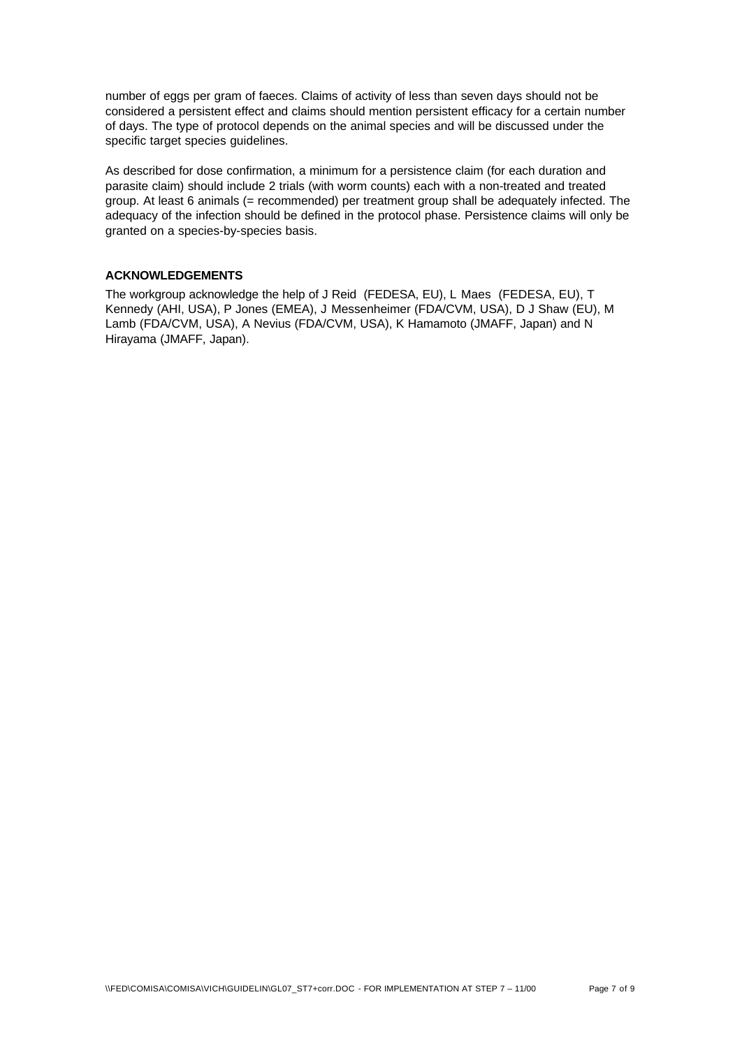number of eggs per gram of faeces. Claims of activity of less than seven days should not be considered a persistent effect and claims should mention persistent efficacy for a certain number of days. The type of protocol depends on the animal species and will be discussed under the specific target species guidelines.

As described for dose confirmation, a minimum for a persistence claim (for each duration and parasite claim) should include 2 trials (with worm counts) each with a non-treated and treated group. At least 6 animals (= recommended) per treatment group shall be adequately infected. The adequacy of the infection should be defined in the protocol phase. Persistence claims will only be granted on a species-by-species basis.

### ACKNOWLEDGEMENTS

The workgroup acknowledge the help of J Reid (FEDESA, EU), L Maes (FEDESA, EU), T Kennedy (AHI, USA), P Jones (EMEA), J Messenheimer (FDA/CVM, USA), D J Shaw (EU), M Lamb (FDA/CVM, USA), A Nevius (FDA/CVM, USA), K Hamamoto (JMAFF, Japan) and N Hirayama (JMAFF, Japan).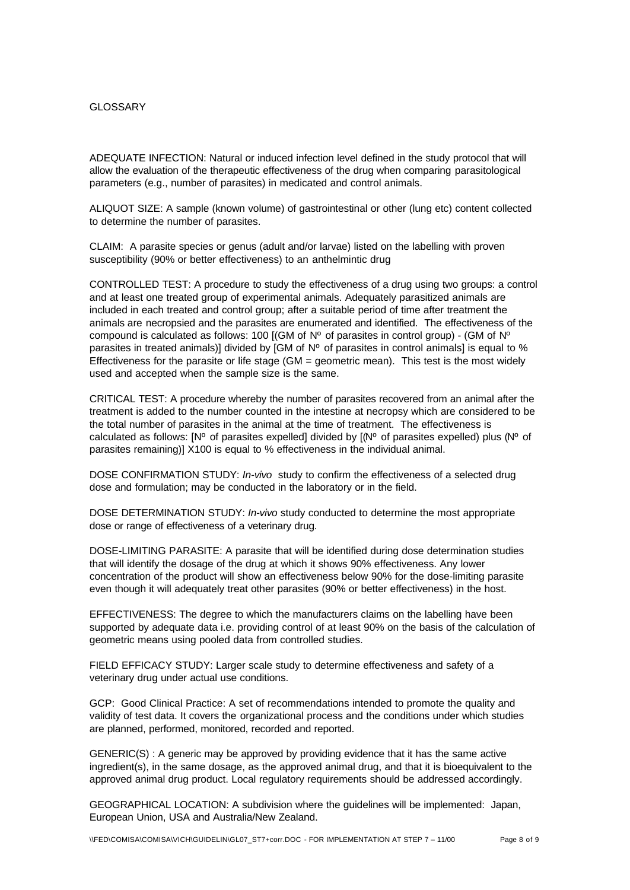GLOSSARY

ADEQUATE INFECTION: Natural or induced infection level defined in the study protocol that will allow the evaluation of the therapeutic effectiveness of the drug when comparing parasitological parameters (e.g., number of parasites) in medicated and control animals.

ALIQUOT SIZE: A sample (known volume) of gastrointestinal or other (lung etc) content collected to determine the number of parasites.

CLAIM: A parasite species or genus (adult and/or larvae) listed on the labelling with proven susceptibility (90% or better effectiveness) to an anthelmintic drug

CONTROLLED TEST: A procedure to study the effectiveness of a drug using two groups: a control and at least one treated group of experimental animals. Adequately parasitized animals are included in each treated and control group; after a suitable period of time after treatment the animals are necropsied and the parasites are enumerated and identified. The effectiveness of the compound is calculated as follows: 100 [(GM of Nº of parasites in control group) - (GM of Nº parasites in treated animals)] divided by [GM of Nº of parasites in control animals] is equal to % Effectiveness for the parasite or life stage (GM = geometric mean). This test is the most widely used and accepted when the sample size is the same.

CRITICAL TEST: A procedure whereby the number of parasites recovered from an animal after the treatment is added to the number counted in the intestine at necropsy which are considered to be the total number of parasites in the animal at the time of treatment. The effectiveness is calculated as follows: [Nº of parasites expelled] divided by [(Nº of parasites expelled) plus (Nº of parasites remaining)] X100 is equal to % effectiveness in the individual animal.

DOSE CONFIRMATION STUDY: *In-vivo* study to confirm the effectiveness of a selected drug dose and formulation; may be conducted in the laboratory or in the field.

DOSE DETERMINATION STUDY: *In-vivo* study conducted to determine the most appropriate dose or range of effectiveness of a veterinary drug.

DOSE-LIMITING PARASITE: A parasite that will be identified during dose determination studies that will identify the dosage of the drug at which it shows 90% effectiveness. Any lower concentration of the product will show an effectiveness below 90% for the dose-limiting parasite even though it will adequately treat other parasites (90% or better effectiveness) in the host.

EFFECTIVENESS: The degree to which the manufacturers claims on the labelling have been supported by adequate data i.e. providing control of at least 90% on the basis of the calculation of geometric means using pooled data from controlled studies.

FIELD EFFICACY STUDY: Larger scale study to determine effectiveness and safety of a veterinary drug under actual use conditions.

GCP: Good Clinical Practice: A set of recommendations intended to promote the quality and validity of test data. It covers the organizational process and the conditions under which studies are planned, performed, monitored, recorded and reported.

GENERIC(S) : A generic may be approved by providing evidence that it has the same active ingredient(s), in the same dosage, as the approved animal drug, and that it is bioequivalent to the approved animal drug product. Local regulatory requirements should be addressed accordingly.

GEOGRAPHICAL LOCATION: A subdivision where the guidelines will be implemented: Japan, European Union, USA and Australia/New Zealand.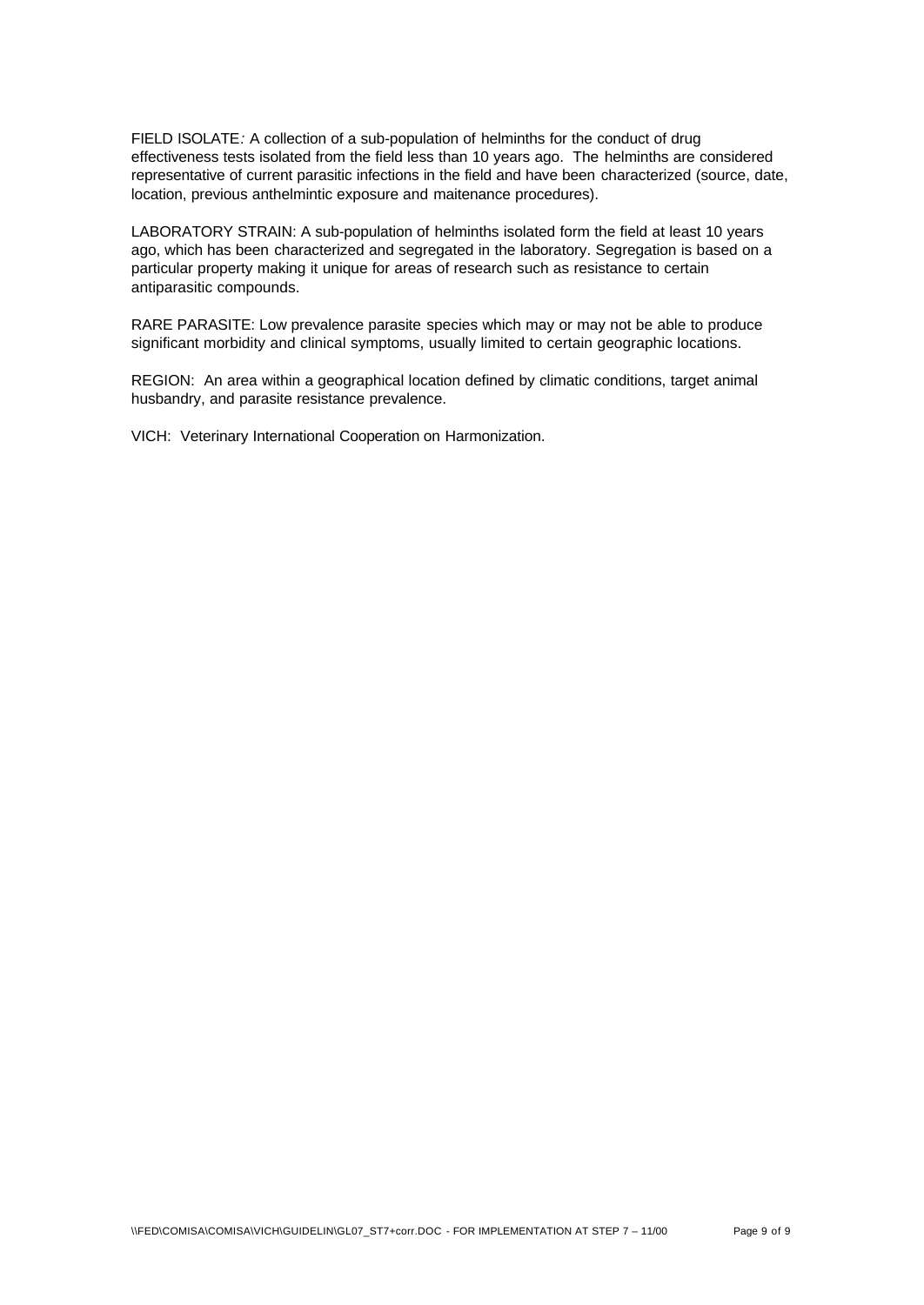FIELD ISOLATE: A collection of a sub-population of helminths for the conduct of drug effectiveness tests isolated from the field less than 10 years ago. The helminths are considered representative of current parasitic infections in the field and have been characterized (source, date, location, previous anthelmintic exposure and maitenance procedures).

LABORATORY STRAIN: A sub-population of helminths isolated form the field at least 10 years ago, which has been characterized and segregated in the laboratory. Segregation is based on a particular property making it unique for areas of research such as resistance to certain antiparasitic compounds.

RARE PARASITE: Low prevalence parasite species which may or may not be able to produce significant morbidity and clinical symptoms, usually limited to certain geographic locations.

REGION: An area within a geographical location defined by climatic conditions, target animal husbandry, and parasite resistance prevalence.

VICH: Veterinary International Cooperation on Harmonization.